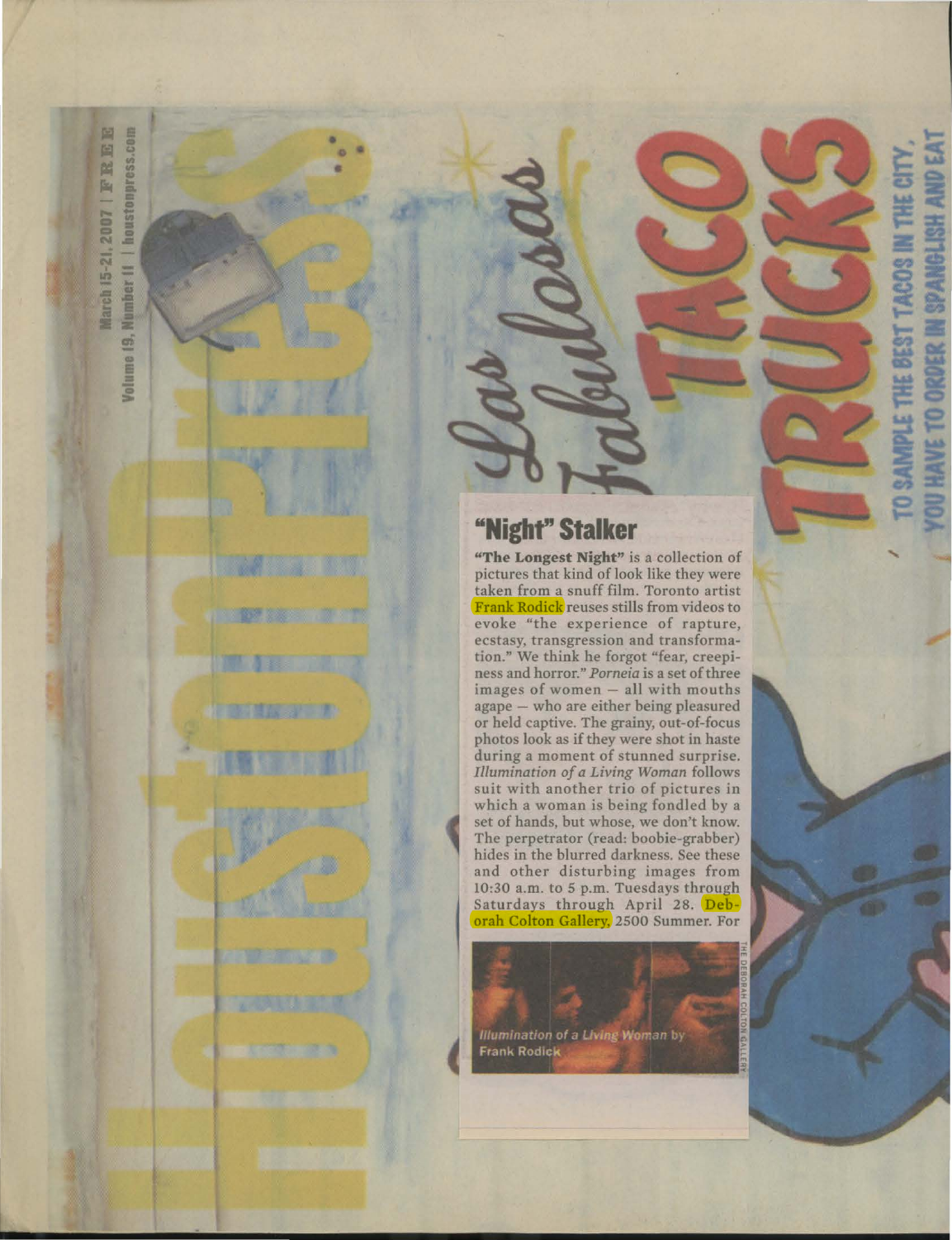## "Night" Stalker

**"The Longest Night"** is a collection of pictures that kind of look like they were taken from a snuff film. Toronto artist Frank Rodick reuses stills from videos to evoke "the experience of rapture, ecstasy, transgression and transformation." We think he forgot "fear, creepiness and horror." *Porneia* is a set of three images of women — all with mouths agape — who are either being pleasured or held captive. The grainy, out-of-focus photos look as if they were shot in haste during a moment of stunned surprise. *Illumination of a Living Woman* follows suit with another trio of pictures in which a woman is being fondled by a set of hands, but whose, we don't know. The perpetrator (read: boobie-grabber) hides in the blurred darkness. See these and other disturbing images from 10:30 a.m. to 5 p.m. Tuesdays through Saturdays through April 28. Deborah Colton Gallery, 2500 Summer. For

*Illumination of a Living Woman* by Frank Rodick

THE DEBORAH COLTON GALLERY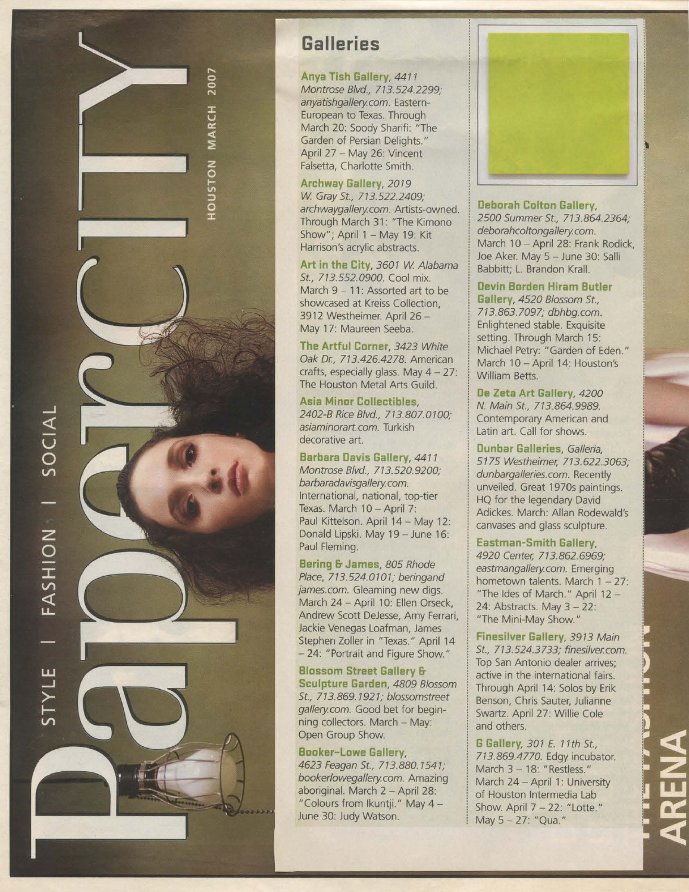## Galleries

**Anya Tish Gallery**, *4411 Montrose Blvd., 713.524.2299; anyatishgallery.com.* Eastern-European to Texas. Through March 20: Soody Sharifi: "The Garden of Persian Delights." April 27 – May 26: Vincent Falsetta, Charlotte Smith.

**Archway Gallery**, *2019 W. Gray St., 713.522.2409; archwaygallery.com.* Artists-owned. Through March 31: "The Kimono Show"; April 1 – May 19: Kit Harrison's acrylic abstracts.

**Art in the City**, *3601 W. Alabama St., 713.552.0900.* Cool mix. March 9 – 11: Assorted art to be showcased at Kreiss Collection, 3912 Westheimer. April 26 – May 17: Maureen Seeba.

**The Artful Corner**, *3423 White Oak Dr., 713.426.4278.* American crafts, especially glass. May 4 – 27: The Houston Metal Arts Guild.

**Asia Minor Collectibles**, *2402-B Rice Blvd., 713.807.0100; asiaminorart.com.* Turkish decorative art.

**Barbara Davis Gallery**, *4411 Montrose Blvd., 713.520.9200; barbaradavisgallery.com.* International, national, top-tier Texas. March 10 – April 7: Paul Kittelson. April 14 – May 12: Donald Lipski. May 19 – June 16: Paul Fleming.

**Bering & James**, *805 Rhode Place, 713.524.0101; beringand james.com.* Gleaming new digs. March 24 – April 10: Ellen Orseck, Andrew Scott DeJesse, Amy Ferrari, Jackie Venegas Loafman, James Stephen Zoller in "Texas." April 14 – 24: "Portrait and Figure Show."

**Blossom Street Gallery & Sculpture Garden**, *4809 Blossom St., 713.869.1921; blossomstreet gallery.com.* Good bet for beginning collectors. March – May: Open Group Show.

**Booker-Lowe Gallery**, *4623 Feagan St., 713.880.1541; bookerlowegallery.com.* Amazing aboriginal. March 2 – April 28: "Colours from Ikuntji." May 4 – June 30: Judy Watson.

**Deborah Colton Gallery**, *2500 Summer St., 713.864.2364; deborahcoltongallery.com.* March 10 – April 28: Frank Rodick, Joe Aker. May 5 – June 30: Salli Babbitt; L. Brandon Krall.

**Devin Borden Hiram Butler Gallery**, *4520 Blossom St., 713.863.7097; dbhbg.com.* Enlightened stable. Exquisite setting. Through March 15: Michael Petry: "Garden of Eden." March 10 – April 14: Houston's William Betts.

**De Zeta Art Gallery**, *4200 N. Main St., 713.864.9989.* Contemporary American and Latin art. Call for shows.

**Dunbar Galleries**, *Galleria, 5175 Westheimer, 713.622.3063; dunbargalleries.com.* Recently unveiled. Great 1970s paintings. HQ for the legendary David Adickes. March: Allan Rodewald's canvases and glass sculpture.

**Eastman-Smith Gallery**, *4920 Center, 713.862.6969; eastmangallery.com.* Emerging hometown talents. March 1 – 27: "The Ides of March." April 12 – 24: Abstracts. May 3 – 22: "The Mini-May Show."

**Finesilver Gallery**, *3913 Main St., 713.524.3733; finesilver.com.* Top San Antonio dealer arrives; active in the international fairs. Through April 14: Solos by Erik Benson, Chris Sauter, Julianne Swartz. April 27: Willie Cole and others.

**G Gallery**, *301 E. 11th St., 713.869.4770.* Edgy incubator. March 3 – 18: "Restless." March 24 – April 1: University of Houston Intermedia Lab Show. April 7 – 22: "Lotte." May 5 – 27: "Qua."